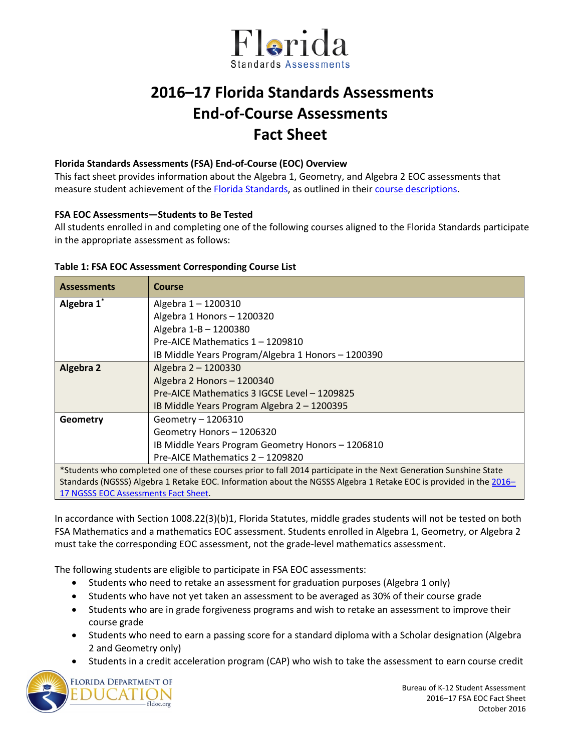# 2016–17 Florida Standards Assessments End-of-Course Assessments Fact Sheet

### Florida Standards Assessments (FSA) End-of-Course (EOC) Overview

This fact sheet provides information about the Algebra 1, Geometry, and Algebra 2 EOC assessments that measure student achievement of the Florida Standards, as outlined in their course descriptions.

### FSA EOC Assessments—Students to Be Tested

All students enrolled in and completing one of the following courses aligned to the Florida Standards participate in the appropriate assessment as follows:

**Table 1: FSA EOC Assessment Corresponding Course List**

| Assessments | Course |
|---|---|
| **Algebra 1*** | Algebra 1 – 1200310<br>Algebra 1 Honors – 1200320<br>Algebra 1-B – 1200380<br>Pre-AICE Mathematics 1 – 1209810<br>IB Middle Years Program/Algebra 1 Honors – 1200390 |
| **Algebra 2** | Algebra 2 – 1200330<br>Algebra 2 Honors – 1200340<br>Pre-AICE Mathematics 3 IGCSE Level – 1209825<br>IB Middle Years Program Algebra 2 – 1200395 |
| **Geometry** | Geometry – 1206310<br>Geometry Honors – 1206320<br>IB Middle Years Program Geometry Honors – 1206810<br>Pre-AICE Mathematics 2 – 1209820 |

*Students who completed one of these courses prior to fall 2014 participate in the Next Generation Sunshine State Standards (NGSSS) Algebra 1 Retake EOC. Information about the NGSSS Algebra 1 Retake EOC is provided in the 2016–17 NGSSS EOC Assessments Fact Sheet.

In accordance with Section 1008.22(3)(b)1, Florida Statutes, middle grades students will not be tested on both FSA Mathematics and a mathematics EOC assessment. Students enrolled in Algebra 1, Geometry, or Algebra 2 must take the corresponding EOC assessment, not the grade-level mathematics assessment.

The following students are eligible to participate in FSA EOC assessments:

- Students who need to retake an assessment for graduation purposes (Algebra 1 only)
- Students who have not yet taken an assessment to be averaged as 30% of their course grade
- Students who are in grade forgiveness programs and wish to retake an assessment to improve their course grade
- Students who need to earn a passing score for a standard diploma with a Scholar designation (Algebra 2 and Geometry only)
- Students in a credit acceleration program (CAP) who wish to take the assessment to earn course credit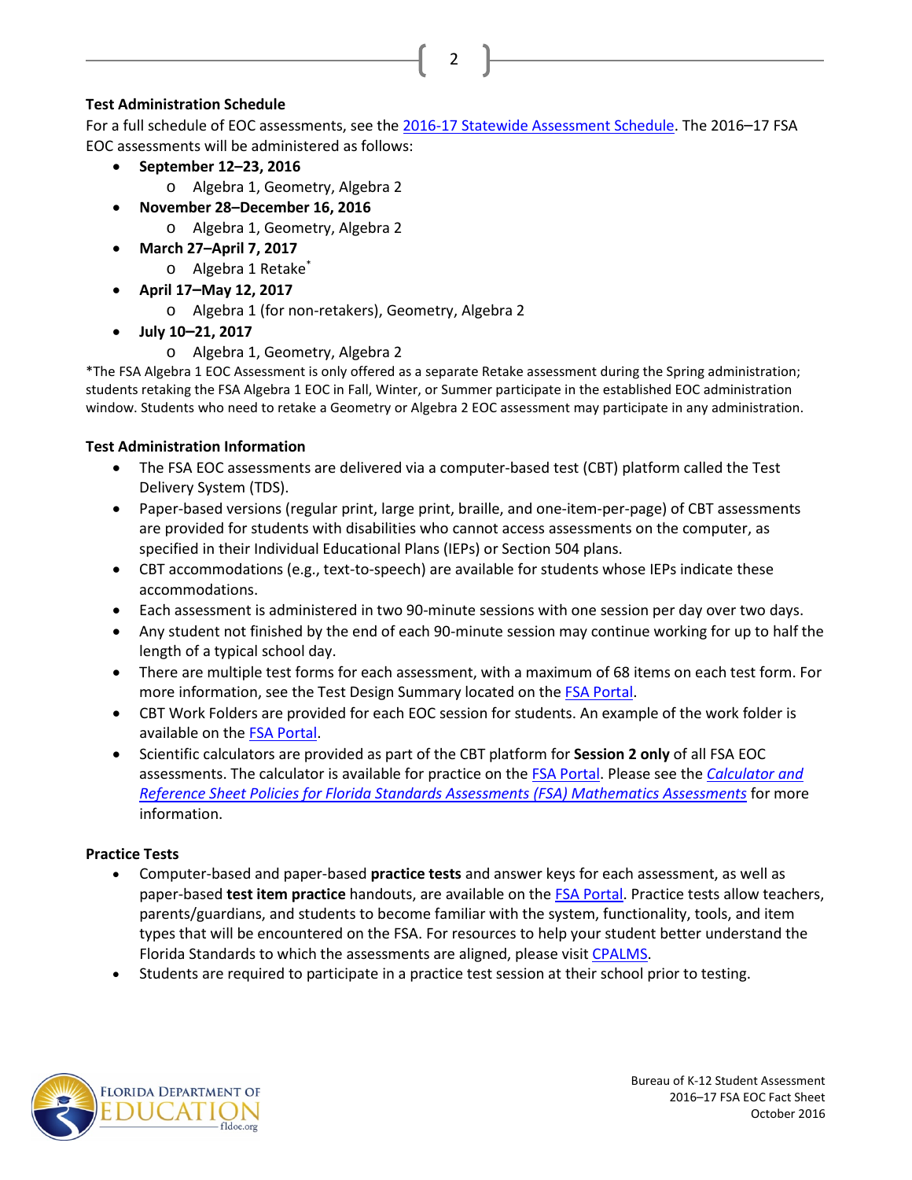### Test Administration Schedule

For a full schedule of EOC assessments, see the [2016-17 Statewide Assessment Schedule]. The 2016–17 FSA EOC assessments will be administered as follows:

- **September 12–23, 2016**
  - Algebra 1, Geometry, Algebra 2
- **November 28–December 16, 2016**
  - Algebra 1, Geometry, Algebra 2
- **March 27–April 7, 2017**
  - Algebra 1 Retake*
- **April 17–May 12, 2017**
  - Algebra 1 (for non-retakers), Geometry, Algebra 2
- **July 10–21, 2017**
  - Algebra 1, Geometry, Algebra 2

*The FSA Algebra 1 EOC Assessment is only offered as a separate Retake assessment during the Spring administration; students retaking the FSA Algebra 1 EOC in Fall, Winter, or Summer participate in the established EOC administration window. Students who need to retake a Geometry or Algebra 2 EOC assessment may participate in any administration.

### Test Administration Information

- The FSA EOC assessments are delivered via a computer-based test (CBT) platform called the Test Delivery System (TDS).
- Paper-based versions (regular print, large print, braille, and one-item-per-page) of CBT assessments are provided for students with disabilities who cannot access assessments on the computer, as specified in their Individual Educational Plans (IEPs) or Section 504 plans.
- CBT accommodations (e.g., text-to-speech) are available for students whose IEPs indicate these accommodations.
- Each assessment is administered in two 90-minute sessions with one session per day over two days.
- Any student not finished by the end of each 90-minute session may continue working for up to half the length of a typical school day.
- There are multiple test forms for each assessment, with a maximum of 68 items on each test form. For more information, see the Test Design Summary located on the FSA Portal.
- CBT Work Folders are provided for each EOC session for students. An example of the work folder is available on the FSA Portal.
- Scientific calculators are provided as part of the CBT platform for **Session 2 only** of all FSA EOC assessments. The calculator is available for practice on the FSA Portal. Please see the *Calculator and Reference Sheet Policies for Florida Standards Assessments (FSA) Mathematics Assessments* for more information.

### Practice Tests

- Computer-based and paper-based **practice tests** and answer keys for each assessment, as well as paper-based **test item practice** handouts, are available on the FSA Portal. Practice tests allow teachers, parents/guardians, and students to become familiar with the system, functionality, tools, and item types that will be encountered on the FSA. For resources to help your student better understand the Florida Standards to which the assessments are aligned, please visit CPALMS.
- Students are required to participate in a practice test session at their school prior to testing.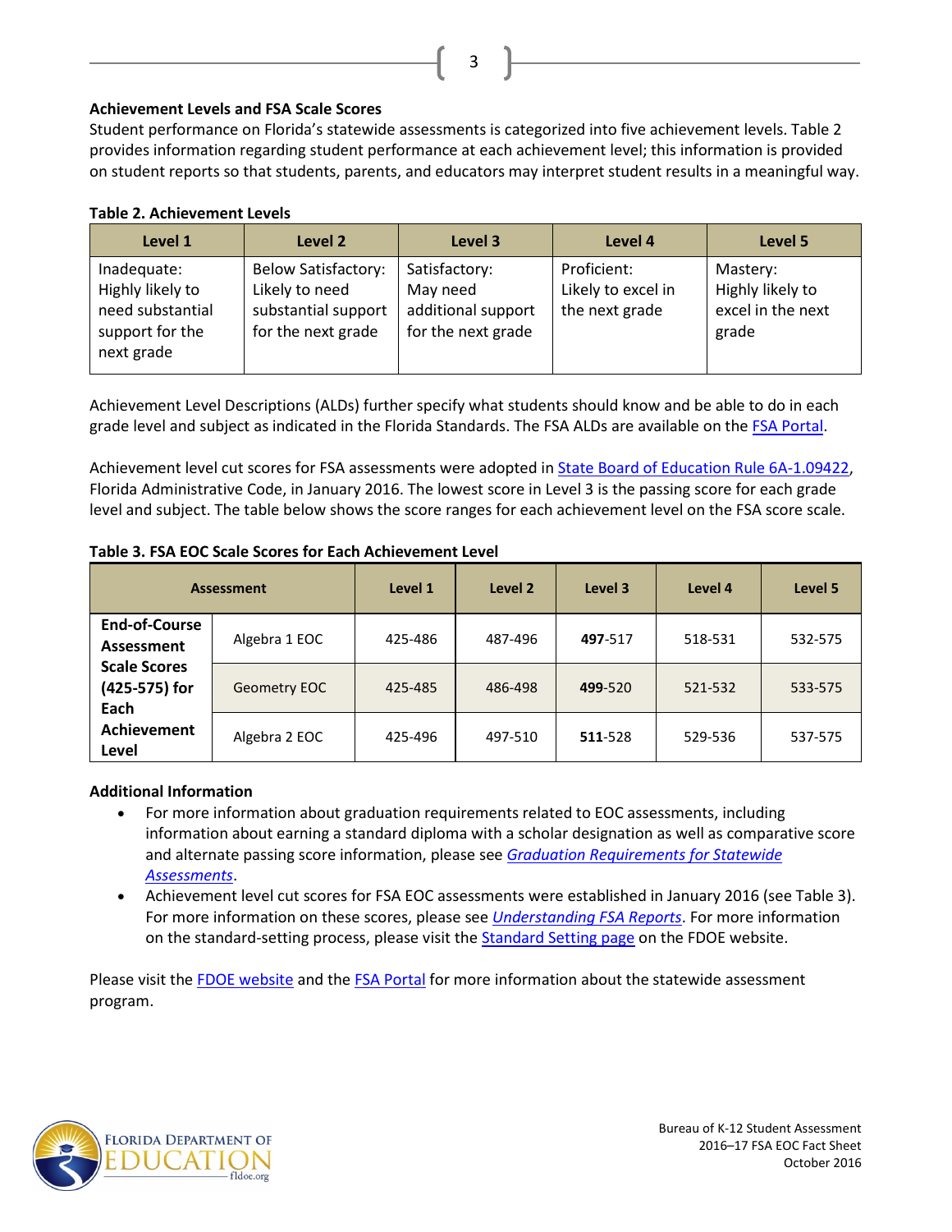**Achievement Levels and FSA Scale Scores**

Student performance on Florida's statewide assessments is categorized into five achievement levels. Table 2 provides information regarding student performance at each achievement level; this information is provided on student reports so that students, parents, and educators may interpret student results in a meaningful way.

**Table 2. Achievement Levels**

| Level 1 | Level 2 | Level 3 | Level 4 | Level 5 |
|---|---|---|---|---|
| Inadequate: Highly likely to need substantial support for the next grade | Below Satisfactory: Likely to need substantial support for the next grade | Satisfactory: May need additional support for the next grade | Proficient: Likely to excel in the next grade | Mastery: Highly likely to excel in the next grade |

Achievement Level Descriptions (ALDs) further specify what students should know and be able to do in each grade level and subject as indicated in the Florida Standards. The FSA ALDs are available on the FSA Portal.

Achievement level cut scores for FSA assessments were adopted in State Board of Education Rule 6A-1.09422, Florida Administrative Code, in January 2016. The lowest score in Level 3 is the passing score for each grade level and subject. The table below shows the score ranges for each achievement level on the FSA score scale.

**Table 3. FSA EOC Scale Scores for Each Achievement Level**

| Assessment | | Level 1 | Level 2 | Level 3 | Level 4 | Level 5 |
|---|---|---|---|---|---|---|
| **End-of-Course Assessment Scale Scores (425-575) for Each Achievement Level** | Algebra 1 EOC | 425-486 | 487-496 | **497**-517 | 518-531 | 532-575 |
| | Geometry EOC | 425-485 | 486-498 | **499**-520 | 521-532 | 533-575 |
| | Algebra 2 EOC | 425-496 | 497-510 | **511**-528 | 529-536 | 537-575 |

**Additional Information**

- For more information about graduation requirements related to EOC assessments, including information about earning a standard diploma with a scholar designation as well as comparative score and alternate passing score information, please see *Graduation Requirements for Statewide Assessments*.
- Achievement level cut scores for FSA EOC assessments were established in January 2016 (see Table 3). For more information on these scores, please see *Understanding FSA Reports*. For more information on the standard-setting process, please visit the Standard Setting page on the FDOE website.

Please visit the FDOE website and the FSA Portal for more information about the statewide assessment program.

Bureau of K-12 Student Assessment
2016–17 FSA EOC Fact Sheet
October 2016